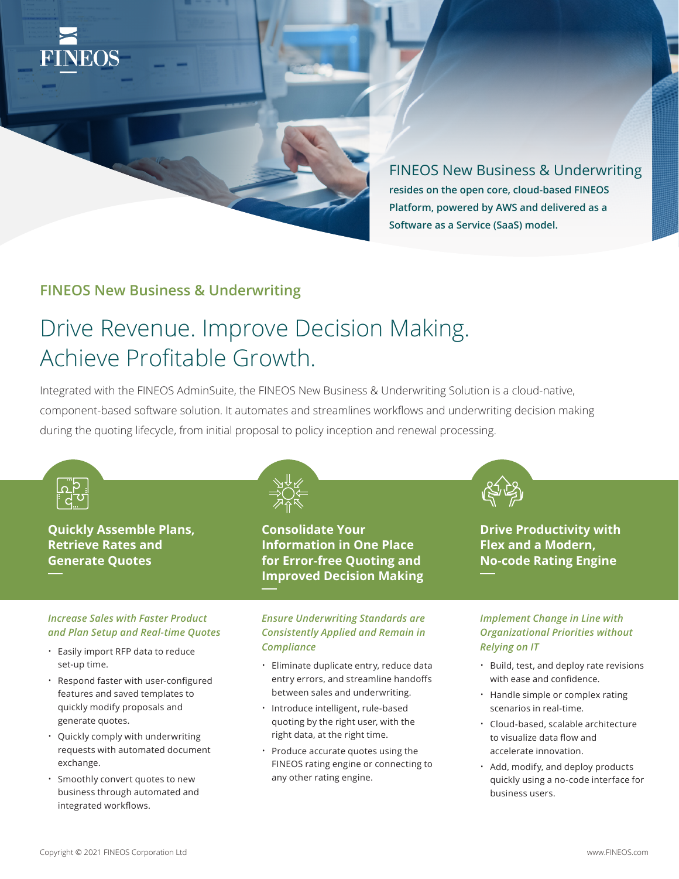FINEOS

FINEOS New Business & Underwriting

**resides on the open core, cloud-based FINEOS Platform, powered by AWS and delivered as a Software as a Service (SaaS) model.**

## FINEOS New Business & Underwriting

# Drive Revenue. Improve Decision Making. Achieve Profitable Growth.

Integrated with the FINEOS AdminSuite, the FINEOS New Business & Underwriting Solution is a cloud-native, component-based software solution. It automates and streamlines workflows and underwriting decision making during the quoting lifecycle, from initial proposal to policy inception and renewal processing.

### Quickly Assemble Plans, Retrieve Rates and Generate Quotes

*Increase Sales with Faster Product and Plan Setup and Real-time Quotes*

- Easily import RFP data to reduce set-up time.
- Respond faster with user-configured features and saved templates to quickly modify proposals and generate quotes.
- Quickly comply with underwriting requests with automated document exchange.
- Smoothly convert quotes to new business through automated and integrated workflows.

### Consolidate Your Information in One Place for Error-free Quoting and Improved Decision Making

*Ensure Underwriting Standards are Consistently Applied and Remain in Compliance*

- Eliminate duplicate entry, reduce data entry errors, and streamline handoffs between sales and underwriting.
- Introduce intelligent, rule-based quoting by the right user, with the right data, at the right time.
- Produce accurate quotes using the FINEOS rating engine or connecting to any other rating engine.

### Drive Productivity with Flex and a Modern, No-code Rating Engine

*Implement Change in Line with Organizational Priorities without Relying on IT*

- Build, test, and deploy rate revisions with ease and confidence.
- Handle simple or complex rating scenarios in real-time.
- Cloud-based, scalable architecture to visualize data flow and accelerate innovation.
- Add, modify, and deploy products quickly using a no-code interface for business users.

Copyright © 2021 FINEOS Corporation Ltd

www.FINEOS.com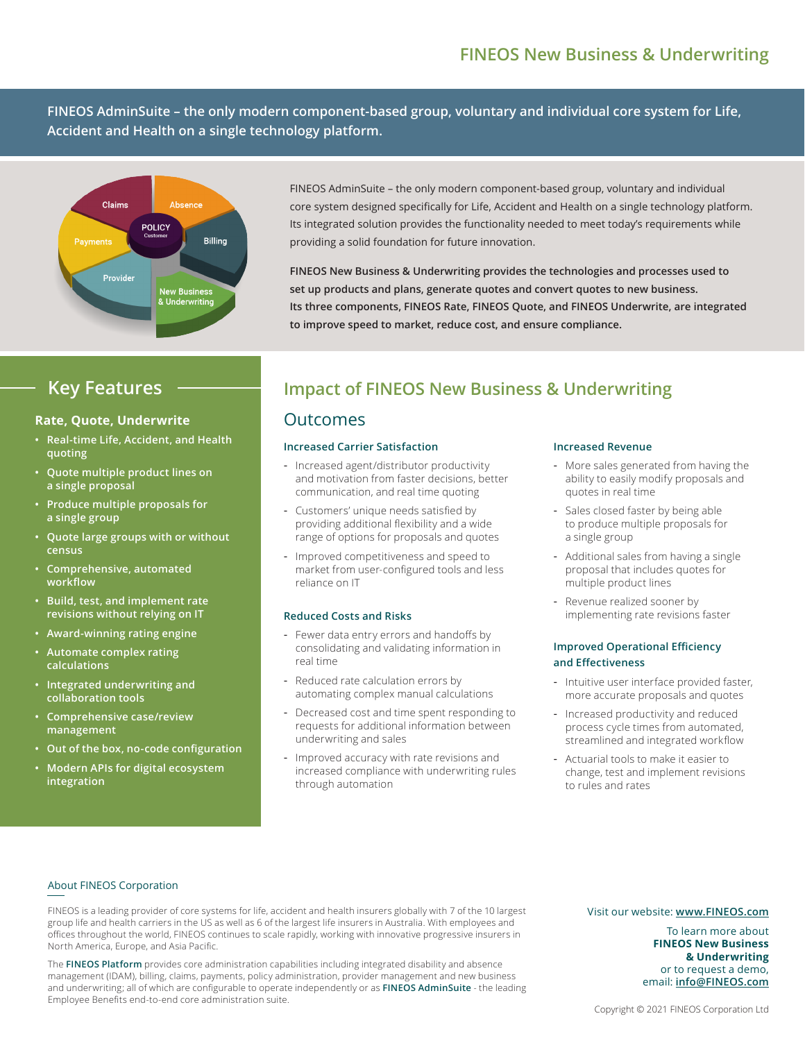# FINEOS New Business & Underwriting

**FINEOS AdminSuite – the only modern component-based group, voluntary and individual core system for Life, Accident and Health on a single technology platform.**

Claims
Absence
POLICY
Customer
Payments
Billing
Provider
New Business & Underwriting

FINEOS AdminSuite – the only modern component-based group, voluntary and individual core system designed specifically for Life, Accident and Health on a single technology platform. Its integrated solution provides the functionality needed to meet today's requirements while providing a solid foundation for future innovation.

**FINEOS New Business & Underwriting provides the technologies and processes used to set up products and plans, generate quotes and convert quotes to new business. Its three components, FINEOS Rate, FINEOS Quote, and FINEOS Underwrite, are integrated to improve speed to market, reduce cost, and ensure compliance.**

## Key Features

### Rate, Quote, Underwrite

- Real-time Life, Accident, and Health quoting
- Quote multiple product lines on a single proposal
- Produce multiple proposals for a single group
- Quote large groups with or without census
- Comprehensive, automated workflow
- Build, test, and implement rate revisions without relying on IT
- Award-winning rating engine
- Automate complex rating calculations
- Integrated underwriting and collaboration tools
- Comprehensive case/review management
- Out of the box, no-code configuration
- Modern APIs for digital ecosystem integration

## Impact of FINEOS New Business & Underwriting

## Outcomes

### Increased Carrier Satisfaction

- Increased agent/distributor productivity and motivation from faster decisions, better communication, and real time quoting
- Customers' unique needs satisfied by providing additional flexibility and a wide range of options for proposals and quotes
- Improved competitiveness and speed to market from user-configured tools and less reliance on IT

### Reduced Costs and Risks

- Fewer data entry errors and handoffs by consolidating and validating information in real time
- Reduced rate calculation errors by automating complex manual calculations
- Decreased cost and time spent responding to requests for additional information between underwriting and sales
- Improved accuracy with rate revisions and increased compliance with underwriting rules through automation

### Increased Revenue

- More sales generated from having the ability to easily modify proposals and quotes in real time
- Sales closed faster by being able to produce multiple proposals for a single group
- Additional sales from having a single proposal that includes quotes for multiple product lines
- Revenue realized sooner by implementing rate revisions faster

### Improved Operational Efficiency and Effectiveness

- Intuitive user interface provided faster, more accurate proposals and quotes
- Increased productivity and reduced process cycle times from automated, streamlined and integrated workflow
- Actuarial tools to make it easier to change, test and implement revisions to rules and rates

### About FINEOS Corporation

FINEOS is a leading provider of core systems for life, accident and health insurers globally with 7 of the 10 largest group life and health carriers in the US as well as 6 of the largest life insurers in Australia. With employees and offices throughout the world, FINEOS continues to scale rapidly, working with innovative progressive insurers in North America, Europe, and Asia Pacific.

The **FINEOS Platform** provides core administration capabilities including integrated disability and absence management (IDAM), billing, claims, payments, policy administration, provider management and new business and underwriting; all of which are configurable to operate independently or as **FINEOS AdminSuite** - the leading Employee Benefits end-to-end core administration suite.

Visit our website: www.FINEOS.com

To learn more about **FINEOS New Business & Underwriting** or to request a demo, email: info@FINEOS.com

Copyright © 2021 FINEOS Corporation Ltd